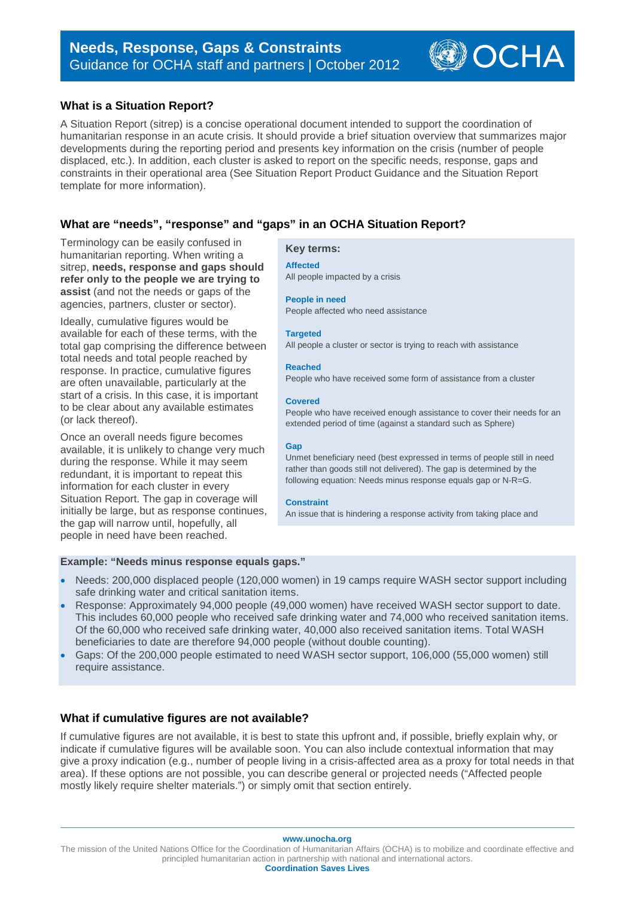# Needs, Response, Gaps & Constraints

Guidance for OCHA staff and partners | October 2012

## What is a Situation Report?

A Situation Report (sitrep) is a concise operational document intended to support the coordination of humanitarian response in an acute crisis. It should provide a brief situation overview that summarizes major developments during the reporting period and presents key information on the crisis (number of people displaced, etc.). In addition, each cluster is asked to report on the specific needs, response, gaps and constraints in their operational area (See Situation Report Product Guidance and the Situation Report template for more information).

## What are "needs", "response" and "gaps" in an OCHA Situation Report?

Terminology can be easily confused in humanitarian reporting. When writing a sitrep, **needs, response and gaps should refer only to the people we are trying to assist** (and not the needs or gaps of the agencies, partners, cluster or sector).

Ideally, cumulative figures would be available for each of these terms, with the total gap comprising the difference between total needs and total people reached by response. In practice, cumulative figures are often unavailable, particularly at the start of a crisis. In this case, it is important to be clear about any available estimates (or lack thereof).

Once an overall needs figure becomes available, it is unlikely to change very much during the response. While it may seem redundant, it is important to repeat this information for each cluster in every Situation Report. The gap in coverage will initially be large, but as response continues, the gap will narrow until, hopefully, all people in need have been reached.

**Key terms:**

**Affected**
All people impacted by a crisis

**People in need**
People affected who need assistance

**Targeted**
All people a cluster or sector is trying to reach with assistance

**Reached**
People who have received some form of assistance from a cluster

**Covered**
People who have received enough assistance to cover their needs for an extended period of time (against a standard such as Sphere)

**Gap**
Unmet beneficiary need (best expressed in terms of people still in need rather than goods still not delivered). The gap is determined by the following equation: Needs minus response equals gap or N-R=G.

**Constraint**
An issue that is hindering a response activity from taking place and

**Example: "Needs minus response equals gaps."**

- Needs: 200,000 displaced people (120,000 women) in 19 camps require WASH sector support including safe drinking water and critical sanitation items.
- Response: Approximately 94,000 people (49,000 women) have received WASH sector support to date. This includes 60,000 people who received safe drinking water and 74,000 who received sanitation items. Of the 60,000 who received safe drinking water, 40,000 also received sanitation items. Total WASH beneficiaries to date are therefore 94,000 people (without double counting).
- Gaps: Of the 200,000 people estimated to need WASH sector support, 106,000 (55,000 women) still require assistance.

## What if cumulative figures are not available?

If cumulative figures are not available, it is best to state this upfront and, if possible, briefly explain why, or indicate if cumulative figures will be available soon. You can also include contextual information that may give a proxy indication (e.g., number of people living in a crisis-affected area as a proxy for total needs in that area). If these options are not possible, you can describe general or projected needs ("Affected people mostly likely require shelter materials.") or simply omit that section entirely.

www.unocha.org

The mission of the United Nations Office for the Coordination of Humanitarian Affairs (OCHA) is to mobilize and coordinate effective and principled humanitarian action in partnership with national and international actors.

**Coordination Saves Lives**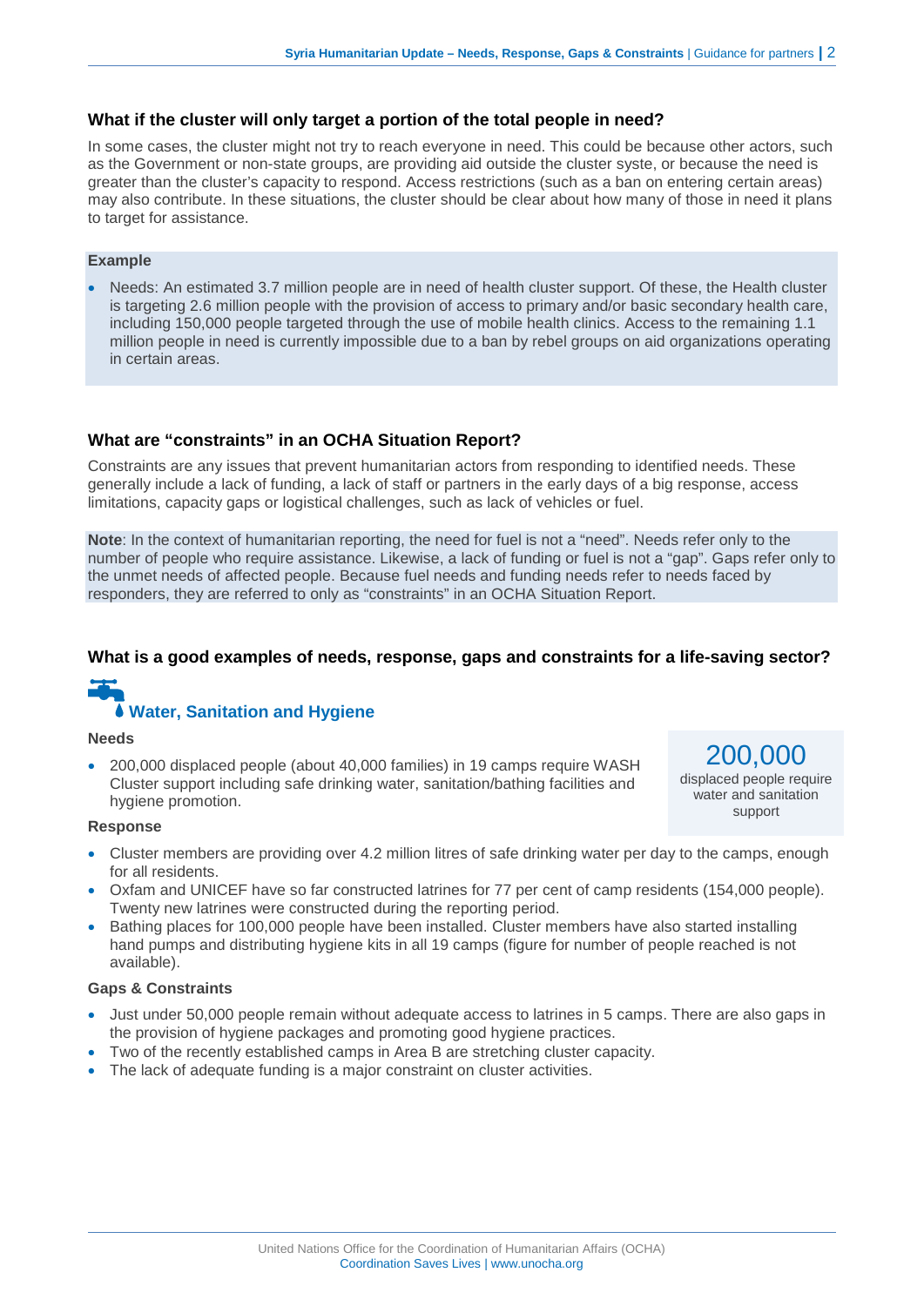### What if the cluster will only target a portion of the total people in need?

In some cases, the cluster might not try to reach everyone in need. This could be because other actors, such as the Government or non-state groups, are providing aid outside the cluster syste, or because the need is greater than the cluster's capacity to respond. Access restrictions (such as a ban on entering certain areas) may also contribute. In these situations, the cluster should be clear about how many of those in need it plans to target for assistance.

**Example**

- Needs: An estimated 3.7 million people are in need of health cluster support. Of these, the Health cluster is targeting 2.6 million people with the provision of access to primary and/or basic secondary health care, including 150,000 people targeted through the use of mobile health clinics. Access to the remaining 1.1 million people in need is currently impossible due to a ban by rebel groups on aid organizations operating in certain areas.

### What are "constraints" in an OCHA Situation Report?

Constraints are any issues that prevent humanitarian actors from responding to identified needs. These generally include a lack of funding, a lack of staff or partners in the early days of a big response, access limitations, capacity gaps or logistical challenges, such as lack of vehicles or fuel.

**Note**: In the context of humanitarian reporting, the need for fuel is not a "need". Needs refer only to the number of people who require assistance. Likewise, a lack of funding or fuel is not a "gap". Gaps refer only to the unmet needs of affected people. Because fuel needs and funding needs refer to needs faced by responders, they are referred to only as "constraints" in an OCHA Situation Report.

### What is a good examples of needs, response, gaps and constraints for a life-saving sector?

## Water, Sanitation and Hygiene

**Needs**

- 200,000 displaced people (about 40,000 families) in 19 camps require WASH Cluster support including safe drinking water, sanitation/bathing facilities and hygiene promotion.

> **200,000**
> displaced people require water and sanitation support

**Response**

- Cluster members are providing over 4.2 million litres of safe drinking water per day to the camps, enough for all residents.
- Oxfam and UNICEF have so far constructed latrines for 77 per cent of camp residents (154,000 people). Twenty new latrines were constructed during the reporting period.
- Bathing places for 100,000 people have been installed. Cluster members have also started installing hand pumps and distributing hygiene kits in all 19 camps (figure for number of people reached is not available).

**Gaps & Constraints**

- Just under 50,000 people remain without adequate access to latrines in 5 camps. There are also gaps in the provision of hygiene packages and promoting good hygiene practices.
- Two of the recently established camps in Area B are stretching cluster capacity.
- The lack of adequate funding is a major constraint on cluster activities.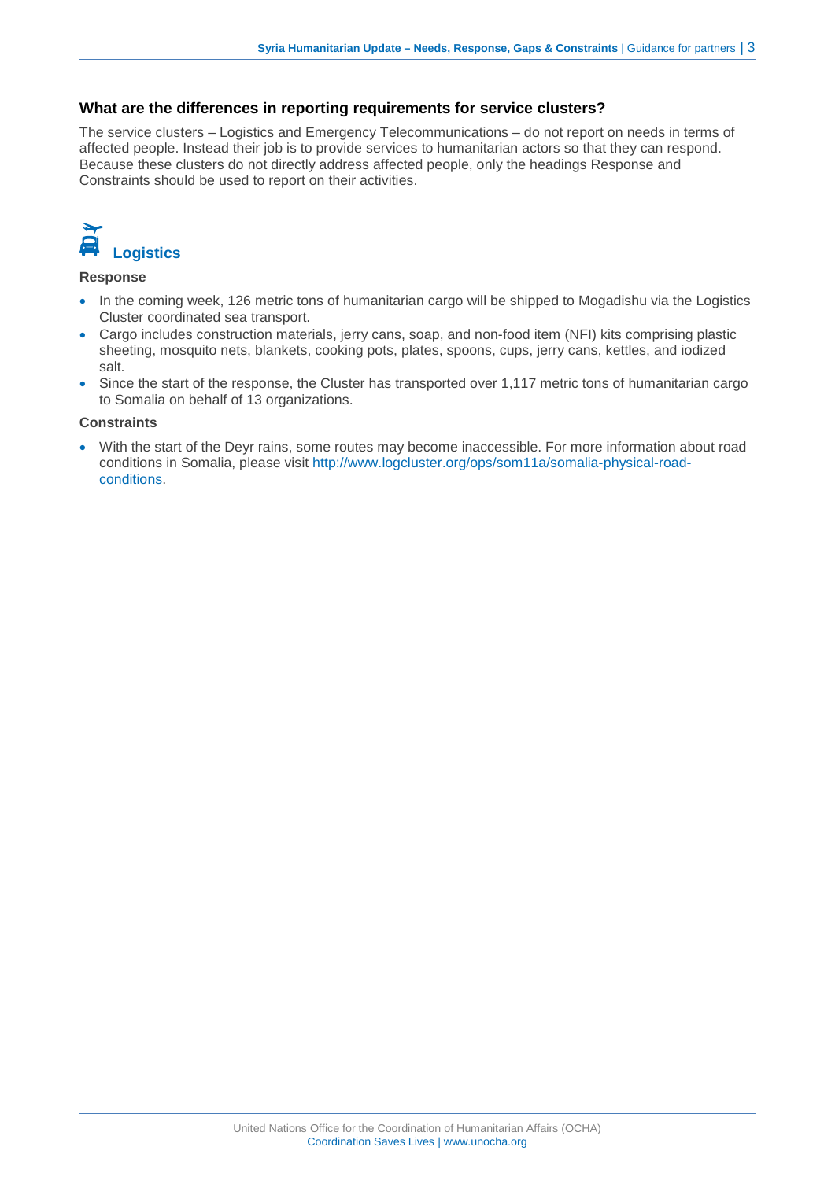### What are the differences in reporting requirements for service clusters?

The service clusters – Logistics and Emergency Telecommunications – do not report on needs in terms of affected people. Instead their job is to provide services to humanitarian actors so that they can respond. Because these clusters do not directly address affected people, only the headings Response and Constraints should be used to report on their activities.

## Logistics

**Response**

- In the coming week, 126 metric tons of humanitarian cargo will be shipped to Mogadishu via the Logistics Cluster coordinated sea transport.
- Cargo includes construction materials, jerry cans, soap, and non-food item (NFI) kits comprising plastic sheeting, mosquito nets, blankets, cooking pots, plates, spoons, cups, jerry cans, kettles, and iodized salt.
- Since the start of the response, the Cluster has transported over 1,117 metric tons of humanitarian cargo to Somalia on behalf of 13 organizations.

**Constraints**

- With the start of the Deyr rains, some routes may become inaccessible. For more information about road conditions in Somalia, please visit http://www.logcluster.org/ops/som11a/somalia-physical-road-conditions.